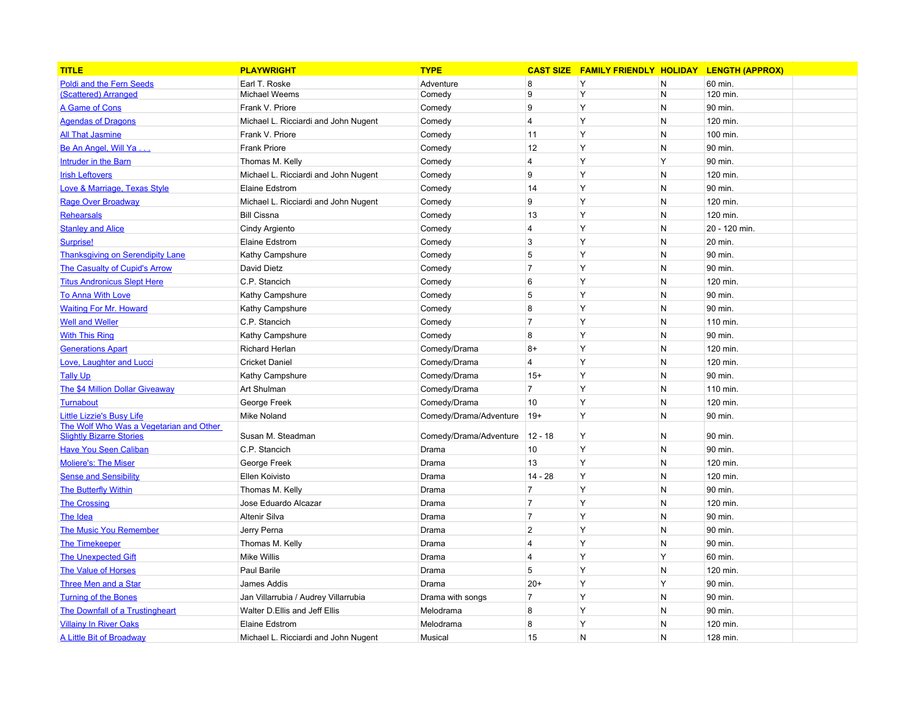| TITLE | PLAYWRIGHT | TYPE | CAST SIZE | FAMILY FRIENDLY | HOLIDAY | LENGTH (APPROX) |
| --- | --- | --- | --- | --- | --- | --- |
| Poldi and the Fern Seeds | Earl T. Roske | Adventure | 8 | Y | N | 60 min. |
| (Scattered) Arranged | Michael Weems | Comedy | 9 | Y | N | 120 min. |
| A Game of Cons | Frank V. Priore | Comedy | 9 | Y | N | 90 min. |
| Agendas of Dragons | Michael L. Ricciardi and John Nugent | Comedy | 4 | Y | N | 120 min. |
| All That Jasmine | Frank V. Priore | Comedy | 11 | Y | N | 100 min. |
| Be An Angel, Will Ya . . . | Frank Priore | Comedy | 12 | Y | N | 90 min. |
| Intruder in the Barn | Thomas M. Kelly | Comedy | 4 | Y | Y | 90 min. |
| Irish Leftovers | Michael L. Ricciardi and John Nugent | Comedy | 9 | Y | N | 120 min. |
| Love & Marriage, Texas Style | Elaine Edstrom | Comedy | 14 | Y | N | 90 min. |
| Rage Over Broadway | Michael L. Ricciardi and John Nugent | Comedy | 9 | Y | N | 120 min. |
| Rehearsals | Bill Cissna | Comedy | 13 | Y | N | 120 min. |
| Stanley and Alice | Cindy Argiento | Comedy | 4 | Y | N | 20 - 120 min. |
| Surprise! | Elaine Edstrom | Comedy | 3 | Y | N | 20 min. |
| Thanksgiving on Serendipity Lane | Kathy Campshure | Comedy | 5 | Y | N | 90 min. |
| The Casualty of Cupid's Arrow | David Dietz | Comedy | 7 | Y | N | 90 min. |
| Titus Andronicus Slept Here | C.P. Stancich | Comedy | 6 | Y | N | 120 min. |
| To Anna With Love | Kathy Campshure | Comedy | 5 | Y | N | 90 min. |
| Waiting For Mr. Howard | Kathy Campshure | Comedy | 8 | Y | N | 90 min. |
| Well and Weller | C.P. Stancich | Comedy | 7 | Y | N | 110 min. |
| With This Ring | Kathy Campshure | Comedy | 8 | Y | N | 90 min. |
| Generations Apart | Richard Herlan | Comedy/Drama | 8+ | Y | N | 120 min. |
| Love, Laughter and Lucci | Cricket Daniel | Comedy/Drama | 4 | Y | N | 120 min. |
| Tally Up | Kathy Campshure | Comedy/Drama | 15+ | Y | N | 90 min. |
| The $4 Million Dollar Giveaway | Art Shulman | Comedy/Drama | 7 | Y | N | 110 min. |
| Turnabout | George Freek | Comedy/Drama | 10 | Y | N | 120 min. |
| Little Lizzie's Busy Life | Mike Noland | Comedy/Drama/Adventure | 19+ | Y | N | 90 min. |
| The Wolf Who Was a Vegetarian and Other Slightly Bizarre Stories | Susan M. Steadman | Comedy/Drama/Adventure | 12 - 18 | Y | N | 90 min. |
| Have You Seen Caliban | C.P. Stancich | Drama | 10 | Y | N | 90 min. |
| Moliere's: The Miser | George Freek | Drama | 13 | Y | N | 120 min. |
| Sense and Sensibility | Ellen Koivisto | Drama | 14 - 28 | Y | N | 120 min. |
| The Butterfly Within | Thomas M. Kelly | Drama | 7 | Y | N | 90 min. |
| The Crossing | Jose Eduardo Alcazar | Drama | 7 | Y | N | 120 min. |
| The Idea | Altenir Silva | Drama | 7 | Y | N | 90 min. |
| The Music You Remember | Jerry Perna | Drama | 2 | Y | N | 90 min. |
| The Timekeeper | Thomas M. Kelly | Drama | 4 | Y | N | 90 min. |
| The Unexpected Gift | Mike Willis | Drama | 4 | Y | Y | 60 min. |
| The Value of Horses | Paul Barile | Drama | 5 | Y | N | 120 min. |
| Three Men and a Star | James Addis | Drama | 20+ | Y | Y | 90 min. |
| Turning of the Bones | Jan Villarrubia / Audrey Villarrubia | Drama with songs | 7 | Y | N | 90 min. |
| The Downfall of a Trustingheart | Walter D.Ellis and Jeff Ellis | Melodrama | 8 | Y | N | 90 min. |
| Villainy In River Oaks | Elaine Edstrom | Melodrama | 8 | Y | N | 120 min. |
| A Little Bit of Broadway | Michael L. Ricciardi and John Nugent | Musical | 15 | N | N | 128 min. |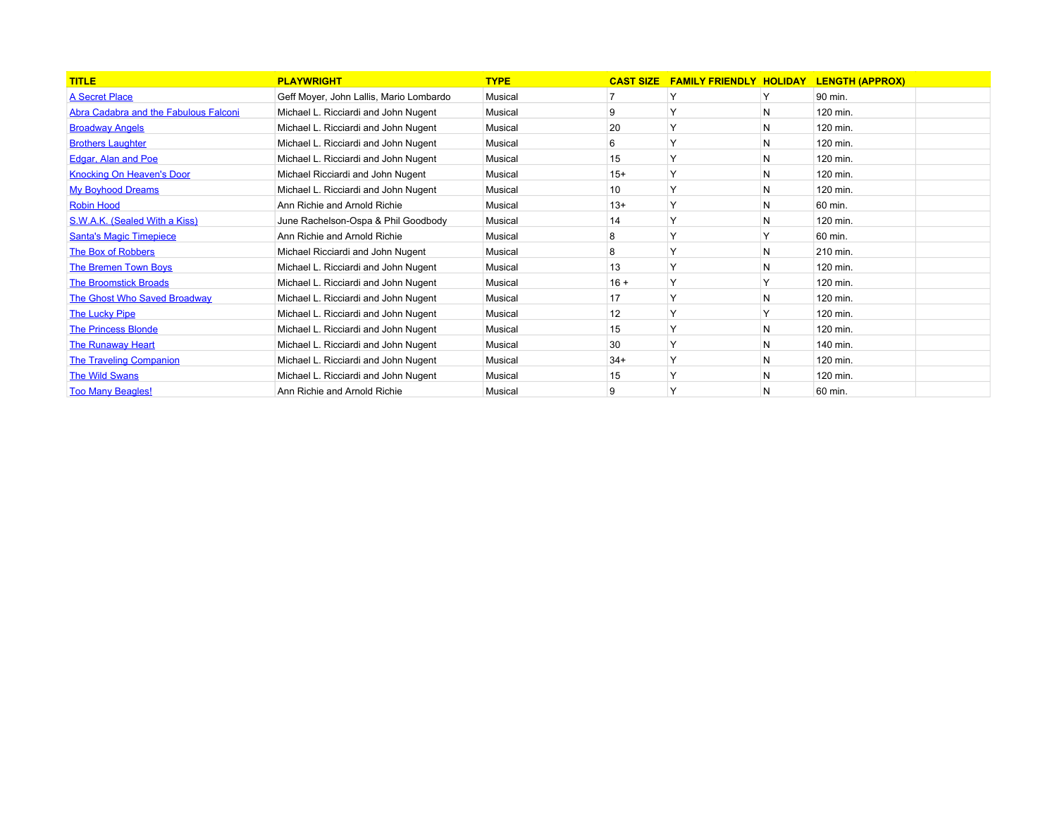| TITLE | PLAYWRIGHT | TYPE | CAST SIZE | FAMILY FRIENDLY | HOLIDAY | LENGTH (APPROX) |
|---|---|---|---|---|---|---|
| A Secret Place | Geff Moyer, John Lallis, Mario Lombardo | Musical | 7 | Y | Y | 90 min. |
| Abra Cadabra and the Fabulous Falconi | Michael L. Ricciardi and John Nugent | Musical | 9 | Y | N | 120 min. |
| Broadway Angels | Michael L. Ricciardi and John Nugent | Musical | 20 | Y | N | 120 min. |
| Brothers Laughter | Michael L. Ricciardi and John Nugent | Musical | 6 | Y | N | 120 min. |
| Edgar, Alan and Poe | Michael L. Ricciardi and John Nugent | Musical | 15 | Y | N | 120 min. |
| Knocking On Heaven's Door | Michael Ricciardi and John Nugent | Musical | 15+ | Y | N | 120 min. |
| My Boyhood Dreams | Michael L. Ricciardi and John Nugent | Musical | 10 | Y | N | 120 min. |
| Robin Hood | Ann Richie and Arnold Richie | Musical | 13+ | Y | N | 60 min. |
| S.W.A.K. (Sealed With a Kiss) | June Rachelson-Ospa & Phil Goodbody | Musical | 14 | Y | N | 120 min. |
| Santa's Magic Timepiece | Ann Richie and Arnold Richie | Musical | 8 | Y | Y | 60 min. |
| The Box of Robbers | Michael Ricciardi and John Nugent | Musical | 8 | Y | N | 210 min. |
| The Bremen Town Boys | Michael L. Ricciardi and John Nugent | Musical | 13 | Y | N | 120 min. |
| The Broomstick Broads | Michael L. Ricciardi and John Nugent | Musical | 16 + | Y | Y | 120 min. |
| The Ghost Who Saved Broadway | Michael L. Ricciardi and John Nugent | Musical | 17 | Y | N | 120 min. |
| The Lucky Pipe | Michael L. Ricciardi and John Nugent | Musical | 12 | Y | Y | 120 min. |
| The Princess Blonde | Michael L. Ricciardi and John Nugent | Musical | 15 | Y | N | 120 min. |
| The Runaway Heart | Michael L. Ricciardi and John Nugent | Musical | 30 | Y | N | 140 min. |
| The Traveling Companion | Michael L. Ricciardi and John Nugent | Musical | 34+ | Y | N | 120 min. |
| The Wild Swans | Michael L. Ricciardi and John Nugent | Musical | 15 | Y | N | 120 min. |
| Too Many Beagles! | Ann Richie and Arnold Richie | Musical | 9 | Y | N | 60 min. |